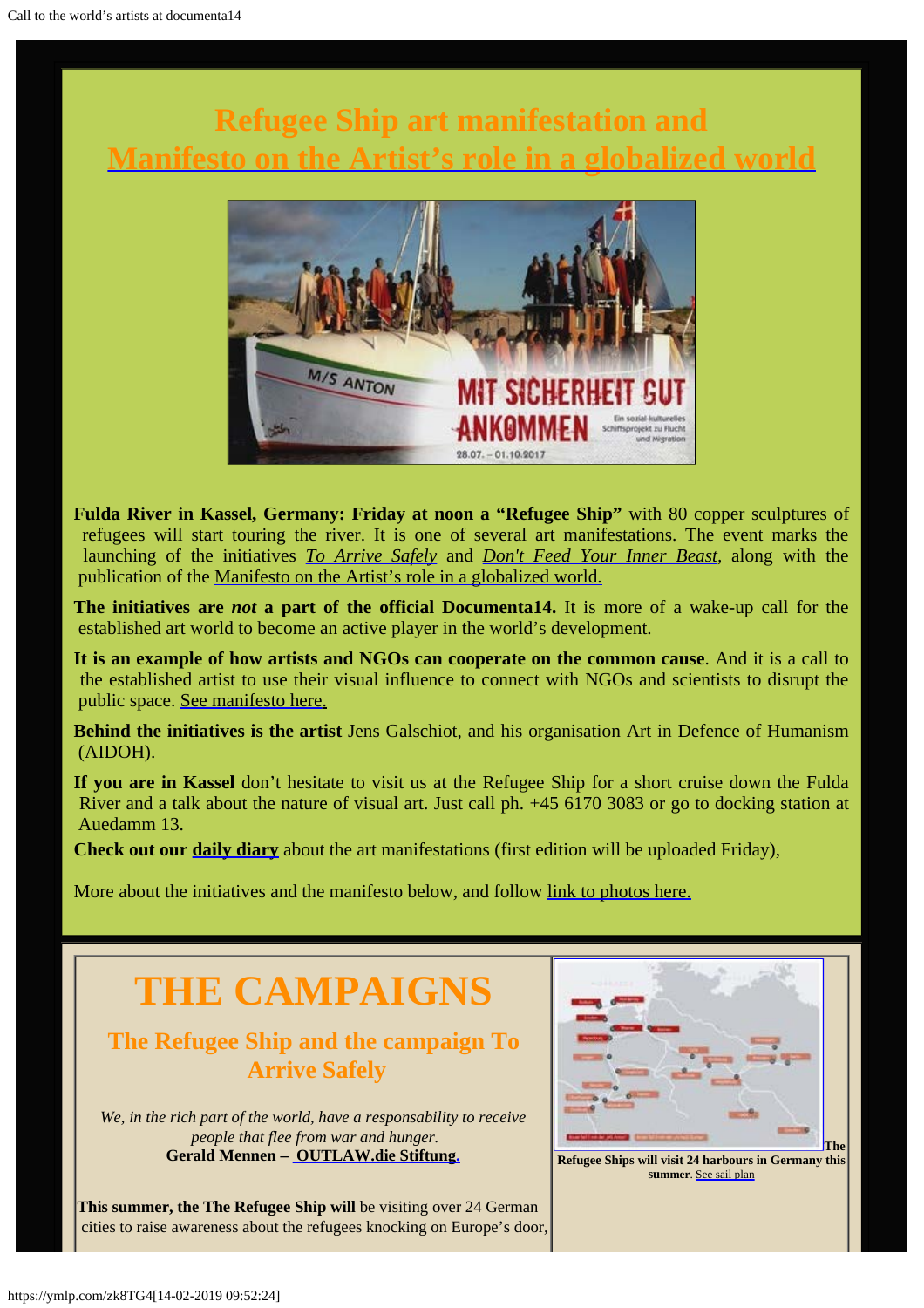# Refugee Ship art manifestation and Manifesto on the Artist's role in a globalized world

**Fulda River in Kassel, Germany: Friday at noon a "Refugee Ship"** with 80 copper sculptures of refugees will start touring the river. It is one of several art manifestations. The event marks the launching of the initiatives *To Arrive Safely* and *Don't Feed Your Inner Beast*, along with the publication of the Manifesto on the Artist's role in a globalized world.

**The initiatives are *not* a part of the official Documenta14.** It is more of a wake-up call for the established art world to become an active player in the world's development.

**It is an example of how artists and NGOs can cooperate on the common cause**. And it is a call to the established artist to use their visual influence to connect with NGOs and scientists to disrupt the public space. See manifesto here.

**Behind the initiatives is the artist** Jens Galschiot, and his organisation Art in Defence of Humanism (AIDOH).

**If you are in Kassel** don't hesitate to visit us at the Refugee Ship for a short cruise down the Fulda River and a talk about the nature of visual art. Just call ph. +45 6170 3083 or go to docking station at Auedamm 13.

**Check out our daily diary** about the art manifestations (first edition will be uploaded Friday),

More about the initiatives and the manifesto below, and follow link to photos here.

# THE CAMPAIGNS

## The Refugee Ship and the campaign To Arrive Safely

*We, in the rich part of the world, have a responsability to receive people that flee from war and hunger.*
**Gerald Mennen – OUTLAW.die Stiftung.**

**The Refugee Ships will visit 24 harbours in Germany this summer**. See sail plan

**This summer, the The Refugee Ship will** be visiting over 24 German cities to raise awareness about the refugees knocking on Europe's door,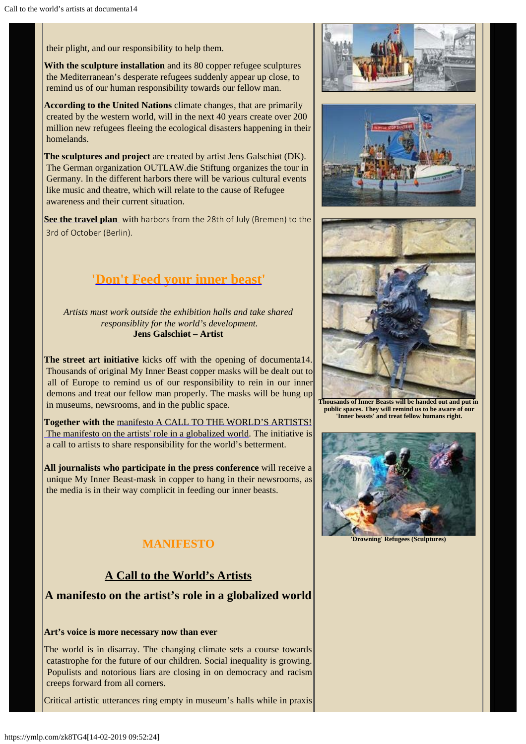their plight, and our responsibility to help them.

**With the sculpture installation** and its 80 copper refugee sculptures the Mediterranean's desperate refugees suddenly appear up close, to remind us of our human responsibility towards our fellow man.

**According to the United Nations** climate changes, that are primarily created by the western world, will in the next 40 years create over 200 million new refugees fleeing the ecological disasters happening in their homelands.

**The sculptures and project** are created by artist Jens Galschiøt (DK). The German organization OUTLAW.die Stiftung organizes the tour in Germany. In the different harbors there will be various cultural events like music and theatre, which will relate to the cause of Refugee awareness and their current situation.

**See the travel plan** with harbors from the 28th of July (Bremen) to the 3rd of October (Berlin).

## 'Don't Feed your inner beast'

*Artists must work outside the exhibition halls and take shared responsiblity for the world's development.*
**Jens Galschiøt – Artist**

**The street art initiative** kicks off with the opening of documenta14. Thousands of original My Inner Beast copper masks will be dealt out to all of Europe to remind us of our responsibility to rein in our inner demons and treat our fellow man properly. The masks will be hung up in museums, newsrooms, and in the public space.

**Together with the** manifesto A CALL TO THE WORLD'S ARTISTS! The manifesto on the artists' role in a globalized world. The initiative is a call to artists to share responsibility for the world's betterment.

**All journalists who participate in the press conference** will receive a unique My Inner Beast-mask in copper to hang in their newsrooms, as the media is in their way complicit in feeding our inner beasts.

**Thousands of Inner Beasts will be handed out and put in public spaces. They will remind us to be aware of our 'Inner beasts' and treat fellow humans right.**

**'Drowning' Refugees (Sculptures)**

## MANIFESTO

## A Call to the World's Artists

## A manifesto on the artist's role in a globalized world

**Art's voice is more necessary now than ever**

The world is in disarray. The changing climate sets a course towards catastrophe for the future of our children. Social inequality is growing. Populists and notorious liars are closing in on democracy and racism creeps forward from all corners.

Critical artistic utterances ring empty in museum's halls while in praxis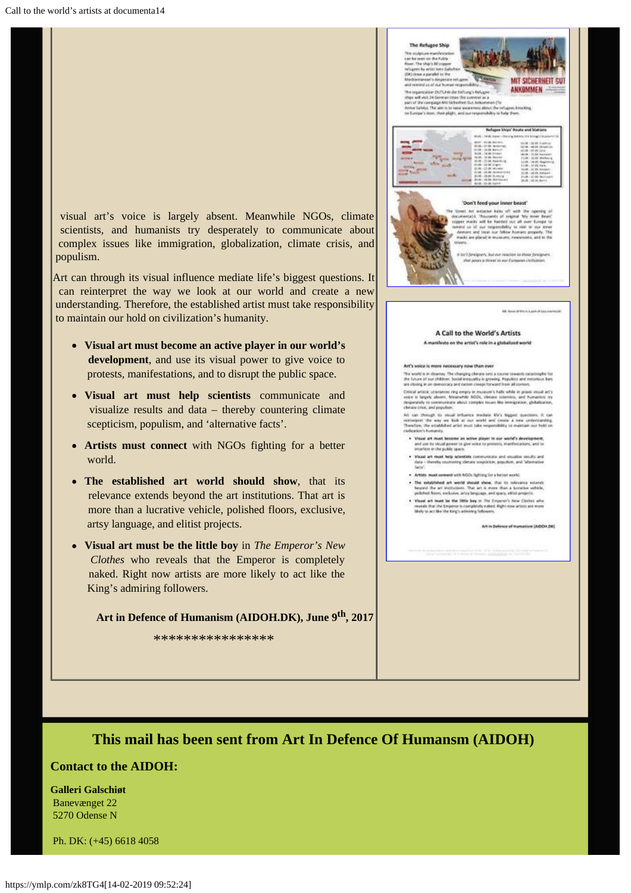visual art's voice is largely absent. Meanwhile NGOs, climate scientists, and humanists try desperately to communicate about complex issues like immigration, globalization, climate crisis, and populism.

Art can through its visual influence mediate life's biggest questions. It can reinterpret the way we look at our world and create a new understanding. Therefore, the established artist must take responsibility to maintain our hold on civilization's humanity.

- **Visual art must become an active player in our world's development**, and use its visual power to give voice to protests, manifestations, and to disrupt the public space.
- **Visual art must help scientists** communicate and visualize results and data – thereby countering climate scepticism, populism, and 'alternative facts'.
- **Artists must connect** with NGOs fighting for a better world.
- **The established art world should show**, that its relevance extends beyond the art institutions. That art is more than a lucrative vehicle, polished floors, exclusive, artsy language, and elitist projects.
- **Visual art must be the little boy** in *The Emperor's New Clothes* who reveals that the Emperor is completely naked. Right now artists are more likely to act like the King's admiring followers.

**Art in Defence of Humanism (AIDOH.DK), June 9th, 2017**

****************

## This mail has been sent from Art In Defence Of Humansm (AIDOH)

### Contact to the AIDOH:

**Galleri Galschiøt**
Banevænget 22
5270 Odense N

Ph. DK: (+45) 6618 4058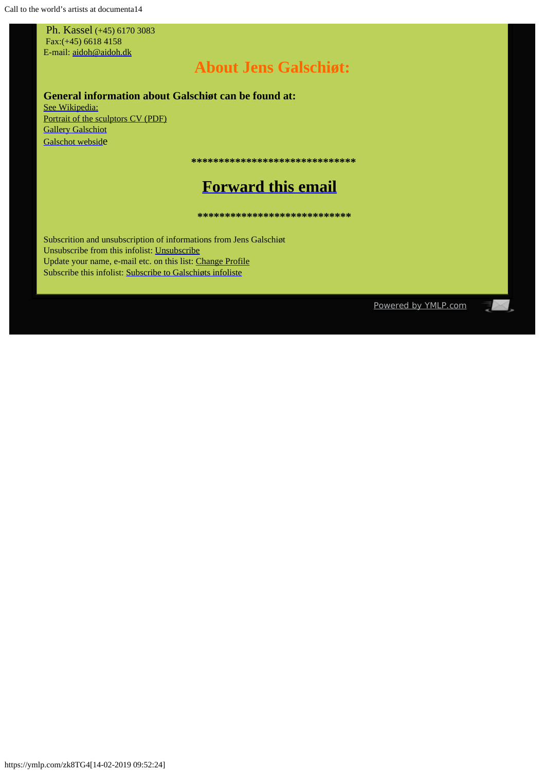Ph. Kassel (+45) 6170 3083
Fax:(+45) 6618 4158
E-mail: aidoh@aidoh.dk

## About Jens Galschiøt:

**General information about Galschiøt can be found at:**
See Wikipedia:
Portrait of the sculptors CV (PDF)
Gallery Galschiot
Galschot webside

********************************

## Forward this email

*****************************

Subscrition and unsubscription of informations from Jens Galschiøt
Unsubscribe from this infolist: Unsubscribe
Update your name, e-mail etc. on this list: Change Profile
Subscribe this infolist: Subscribe to Galschiøts infoliste

Powered by YMLP.com